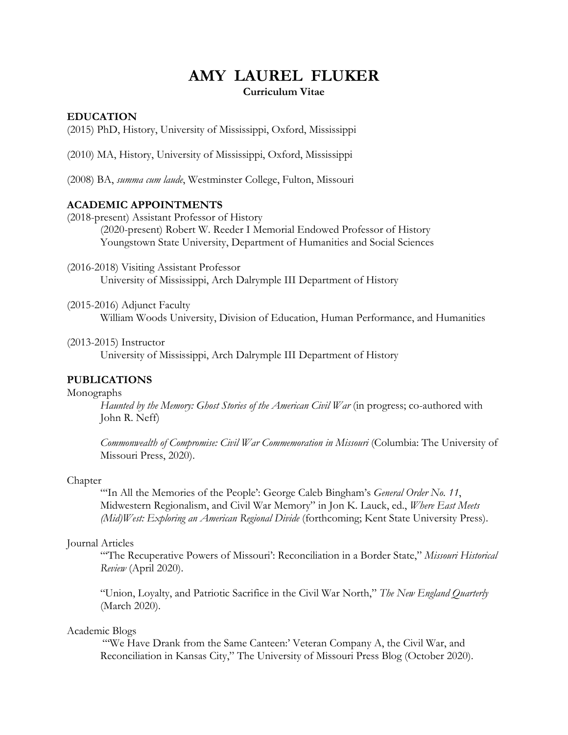# AMY LAUREL FLUKER

**Curriculum Vitae**

## EDUCATION

(2015) PhD, History, University of Mississippi, Oxford, Mississippi

(2010) MA, History, University of Mississippi, Oxford, Mississippi

(2008) BA, *summa cum laude*, Westminster College, Fulton, Missouri

## ACADEMIC APPOINTMENTS

(2018-present) Assistant Professor of History
    (2020-present) Robert W. Reeder I Memorial Endowed Professor of History
    Youngstown State University, Department of Humanities and Social Sciences

(2016-2018) Visiting Assistant Professor
    University of Mississippi, Arch Dalrymple III Department of History

(2015-2016) Adjunct Faculty
    William Woods University, Division of Education, Human Performance, and Humanities

(2013-2015) Instructor
    University of Mississippi, Arch Dalrymple III Department of History

## PUBLICATIONS

Monographs

*Haunted by the Memory: Ghost Stories of the American Civil War* (in progress; co-authored with John R. Neff)

*Commonwealth of Compromise: Civil War Commemoration in Missouri* (Columbia: The University of Missouri Press, 2020).

Chapter

"'In All the Memories of the People': George Caleb Bingham's *General Order No. 11*, Midwestern Regionalism, and Civil War Memory" in Jon K. Lauck, ed., *Where East Meets (Mid)West: Exploring an American Regional Divide* (forthcoming; Kent State University Press).

Journal Articles

"'The Recuperative Powers of Missouri': Reconciliation in a Border State," *Missouri Historical Review* (April 2020).

"Union, Loyalty, and Patriotic Sacrifice in the Civil War North," *The New England Quarterly* (March 2020).

Academic Blogs

"'We Have Drank from the Same Canteen:' Veteran Company A, the Civil War, and Reconciliation in Kansas City," The University of Missouri Press Blog (October 2020).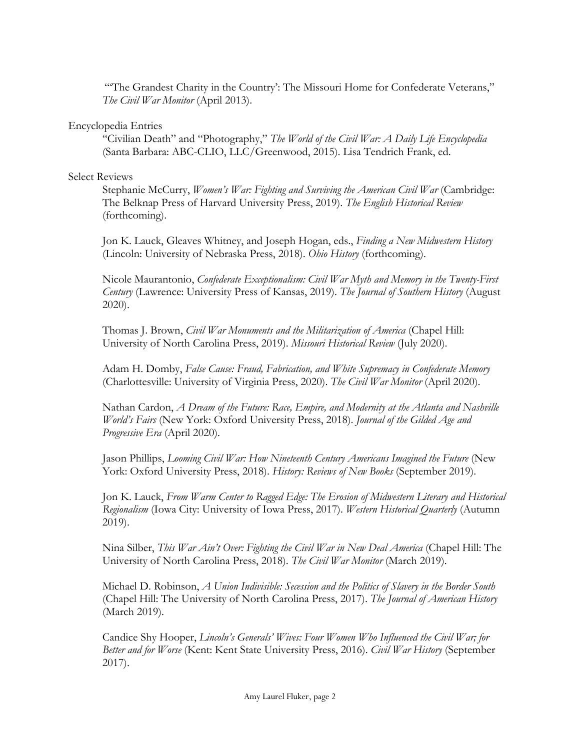"'The Grandest Charity in the Country': The Missouri Home for Confederate Veterans," *The Civil War Monitor* (April 2013).

Encyclopedia Entries

"Civilian Death" and "Photography," *The World of the Civil War: A Daily Life Encyclopedia* (Santa Barbara: ABC-CLIO, LLC/Greenwood, 2015). Lisa Tendrich Frank, ed.

Select Reviews

Stephanie McCurry, *Women's War: Fighting and Surviving the American Civil War* (Cambridge: The Belknap Press of Harvard University Press, 2019). *The English Historical Review* (forthcoming).

Jon K. Lauck, Gleaves Whitney, and Joseph Hogan, eds., *Finding a New Midwestern History* (Lincoln: University of Nebraska Press, 2018). *Ohio History* (forthcoming).

Nicole Maurantonio, *Confederate Exceptionalism: Civil War Myth and Memory in the Twenty-First Century* (Lawrence: University Press of Kansas, 2019). *The Journal of Southern History* (August 2020).

Thomas J. Brown, *Civil War Monuments and the Militarization of America* (Chapel Hill: University of North Carolina Press, 2019). *Missouri Historical Review* (July 2020).

Adam H. Domby, *False Cause: Fraud, Fabrication, and White Supremacy in Confederate Memory* (Charlottesville: University of Virginia Press, 2020). *The Civil War Monitor* (April 2020).

Nathan Cardon, *A Dream of the Future: Race, Empire, and Modernity at the Atlanta and Nashville World's Fairs* (New York: Oxford University Press, 2018). *Journal of the Gilded Age and Progressive Era* (April 2020).

Jason Phillips, *Looming Civil War: How Nineteenth Century Americans Imagined the Future* (New York: Oxford University Press, 2018). *History: Reviews of New Books* (September 2019).

Jon K. Lauck, *From Warm Center to Ragged Edge: The Erosion of Midwestern Literary and Historical Regionalism* (Iowa City: University of Iowa Press, 2017). *Western Historical Quarterly* (Autumn 2019).

Nina Silber, *This War Ain't Over: Fighting the Civil War in New Deal America* (Chapel Hill: The University of North Carolina Press, 2018). *The Civil War Monitor* (March 2019).

Michael D. Robinson, *A Union Indivisible: Secession and the Politics of Slavery in the Border South* (Chapel Hill: The University of North Carolina Press, 2017). *The Journal of American History* (March 2019).

Candice Shy Hooper, *Lincoln's Generals' Wives: Four Women Who Influenced the Civil War; for Better and for Worse* (Kent: Kent State University Press, 2016). *Civil War History* (September 2017).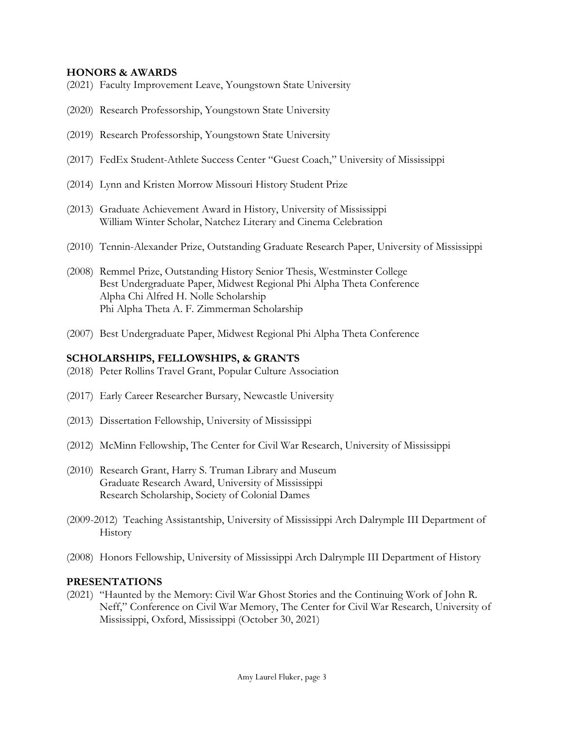## HONORS & AWARDS

(2021) Faculty Improvement Leave, Youngstown State University

(2020) Research Professorship, Youngstown State University

(2019) Research Professorship, Youngstown State University

(2017) FedEx Student-Athlete Success Center "Guest Coach," University of Mississippi

(2014) Lynn and Kristen Morrow Missouri History Student Prize

(2013) Graduate Achievement Award in History, University of Mississippi
William Winter Scholar, Natchez Literary and Cinema Celebration

(2010) Tennin-Alexander Prize, Outstanding Graduate Research Paper, University of Mississippi

(2008) Remmel Prize, Outstanding History Senior Thesis, Westminster College
Best Undergraduate Paper, Midwest Regional Phi Alpha Theta Conference
Alpha Chi Alfred H. Nolle Scholarship
Phi Alpha Theta A. F. Zimmerman Scholarship

(2007) Best Undergraduate Paper, Midwest Regional Phi Alpha Theta Conference

## SCHOLARSHIPS, FELLOWSHIPS, & GRANTS

(2018) Peter Rollins Travel Grant, Popular Culture Association

(2017) Early Career Researcher Bursary, Newcastle University

(2013) Dissertation Fellowship, University of Mississippi

(2012) McMinn Fellowship, The Center for Civil War Research, University of Mississippi

(2010) Research Grant, Harry S. Truman Library and Museum
Graduate Research Award, University of Mississippi
Research Scholarship, Society of Colonial Dames

(2009-2012) Teaching Assistantship, University of Mississippi Arch Dalrymple III Department of History

(2008) Honors Fellowship, University of Mississippi Arch Dalrymple III Department of History

## PRESENTATIONS

(2021) "Haunted by the Memory: Civil War Ghost Stories and the Continuing Work of John R. Neff," Conference on Civil War Memory, The Center for Civil War Research, University of Mississippi, Oxford, Mississippi (October 30, 2021)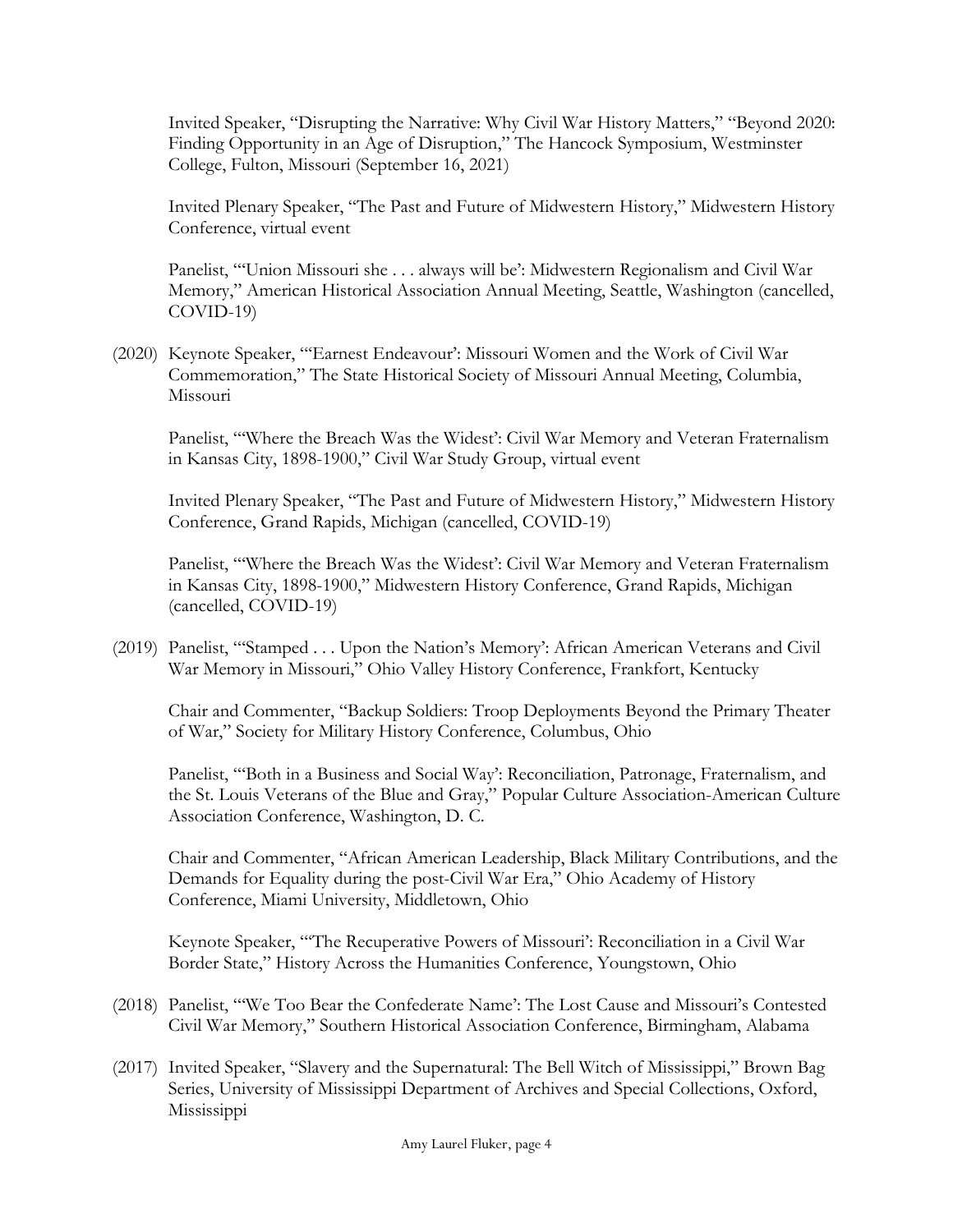Invited Speaker, "Disrupting the Narrative: Why Civil War History Matters," "Beyond 2020: Finding Opportunity in an Age of Disruption," The Hancock Symposium, Westminster College, Fulton, Missouri (September 16, 2021)

Invited Plenary Speaker, "The Past and Future of Midwestern History," Midwestern History Conference, virtual event

Panelist, "'Union Missouri she . . . always will be': Midwestern Regionalism and Civil War Memory," American Historical Association Annual Meeting, Seattle, Washington (cancelled, COVID-19)

(2020) Keynote Speaker, "'Earnest Endeavour': Missouri Women and the Work of Civil War Commemoration," The State Historical Society of Missouri Annual Meeting, Columbia, Missouri

Panelist, "'Where the Breach Was the Widest': Civil War Memory and Veteran Fraternalism in Kansas City, 1898-1900," Civil War Study Group, virtual event

Invited Plenary Speaker, "The Past and Future of Midwestern History," Midwestern History Conference, Grand Rapids, Michigan (cancelled, COVID-19)

Panelist, "'Where the Breach Was the Widest': Civil War Memory and Veteran Fraternalism in Kansas City, 1898-1900," Midwestern History Conference, Grand Rapids, Michigan (cancelled, COVID-19)

(2019) Panelist, "'Stamped . . . Upon the Nation's Memory': African American Veterans and Civil War Memory in Missouri," Ohio Valley History Conference, Frankfort, Kentucky

Chair and Commenter, "Backup Soldiers: Troop Deployments Beyond the Primary Theater of War," Society for Military History Conference, Columbus, Ohio

Panelist, "'Both in a Business and Social Way': Reconciliation, Patronage, Fraternalism, and the St. Louis Veterans of the Blue and Gray," Popular Culture Association-American Culture Association Conference, Washington, D. C.

Chair and Commenter, "African American Leadership, Black Military Contributions, and the Demands for Equality during the post-Civil War Era," Ohio Academy of History Conference, Miami University, Middletown, Ohio

Keynote Speaker, "'The Recuperative Powers of Missouri': Reconciliation in a Civil War Border State," History Across the Humanities Conference, Youngstown, Ohio

(2018) Panelist, "'We Too Bear the Confederate Name': The Lost Cause and Missouri's Contested Civil War Memory," Southern Historical Association Conference, Birmingham, Alabama

(2017) Invited Speaker, "Slavery and the Supernatural: The Bell Witch of Mississippi," Brown Bag Series, University of Mississippi Department of Archives and Special Collections, Oxford, Mississippi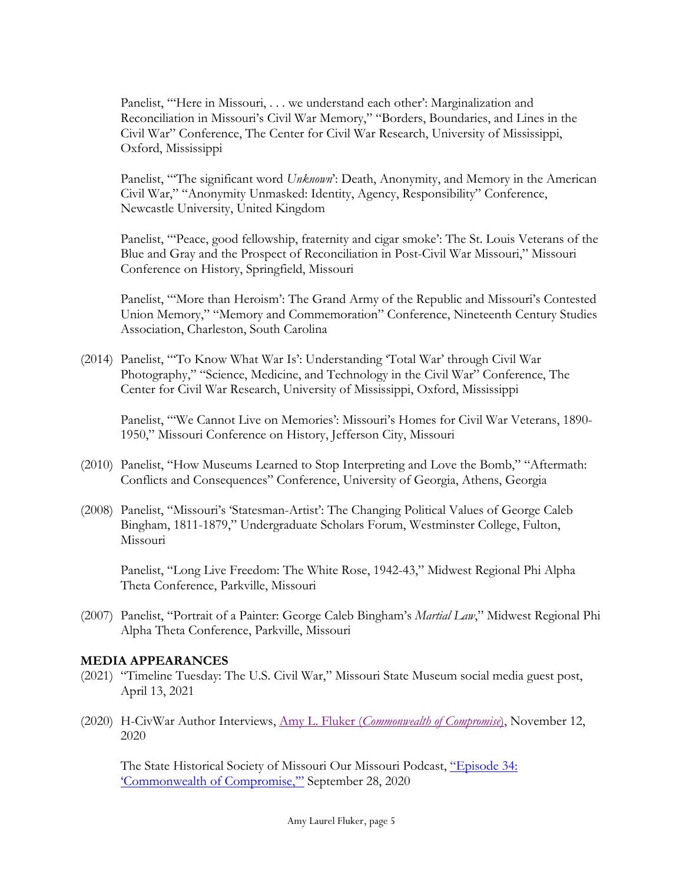Panelist, "'Here in Missouri, . . . we understand each other': Marginalization and Reconciliation in Missouri's Civil War Memory," "Borders, Boundaries, and Lines in the Civil War" Conference, The Center for Civil War Research, University of Mississippi, Oxford, Mississippi

Panelist, "'The significant word *Unknown*': Death, Anonymity, and Memory in the American Civil War," "Anonymity Unmasked: Identity, Agency, Responsibility" Conference, Newcastle University, United Kingdom

Panelist, "'Peace, good fellowship, fraternity and cigar smoke': The St. Louis Veterans of the Blue and Gray and the Prospect of Reconciliation in Post-Civil War Missouri," Missouri Conference on History, Springfield, Missouri

Panelist, "'More than Heroism': The Grand Army of the Republic and Missouri's Contested Union Memory," "Memory and Commemoration" Conference, Nineteenth Century Studies Association, Charleston, South Carolina

(2014) Panelist, "'To Know What War Is': Understanding 'Total War' through Civil War Photography," "Science, Medicine, and Technology in the Civil War" Conference, The Center for Civil War Research, University of Mississippi, Oxford, Mississippi

Panelist, "'We Cannot Live on Memories': Missouri's Homes for Civil War Veterans, 1890-1950," Missouri Conference on History, Jefferson City, Missouri

(2010) Panelist, "How Museums Learned to Stop Interpreting and Love the Bomb," "Aftermath: Conflicts and Consequences" Conference, University of Georgia, Athens, Georgia

(2008) Panelist, "Missouri's 'Statesman-Artist': The Changing Political Values of George Caleb Bingham, 1811-1879," Undergraduate Scholars Forum, Westminster College, Fulton, Missouri

Panelist, "Long Live Freedom: The White Rose, 1942-43," Midwest Regional Phi Alpha Theta Conference, Parkville, Missouri

(2007) Panelist, "Portrait of a Painter: George Caleb Bingham's *Martial Law*," Midwest Regional Phi Alpha Theta Conference, Parkville, Missouri

## MEDIA APPEARANCES

(2021) "Timeline Tuesday: The U.S. Civil War," Missouri State Museum social media guest post, April 13, 2021

(2020) H-CivWar Author Interviews, Amy L. Fluker (*Commonwealth of Compromise*), November 12, 2020

The State Historical Society of Missouri Our Missouri Podcast, "Episode 34: 'Commonwealth of Compromise,'" September 28, 2020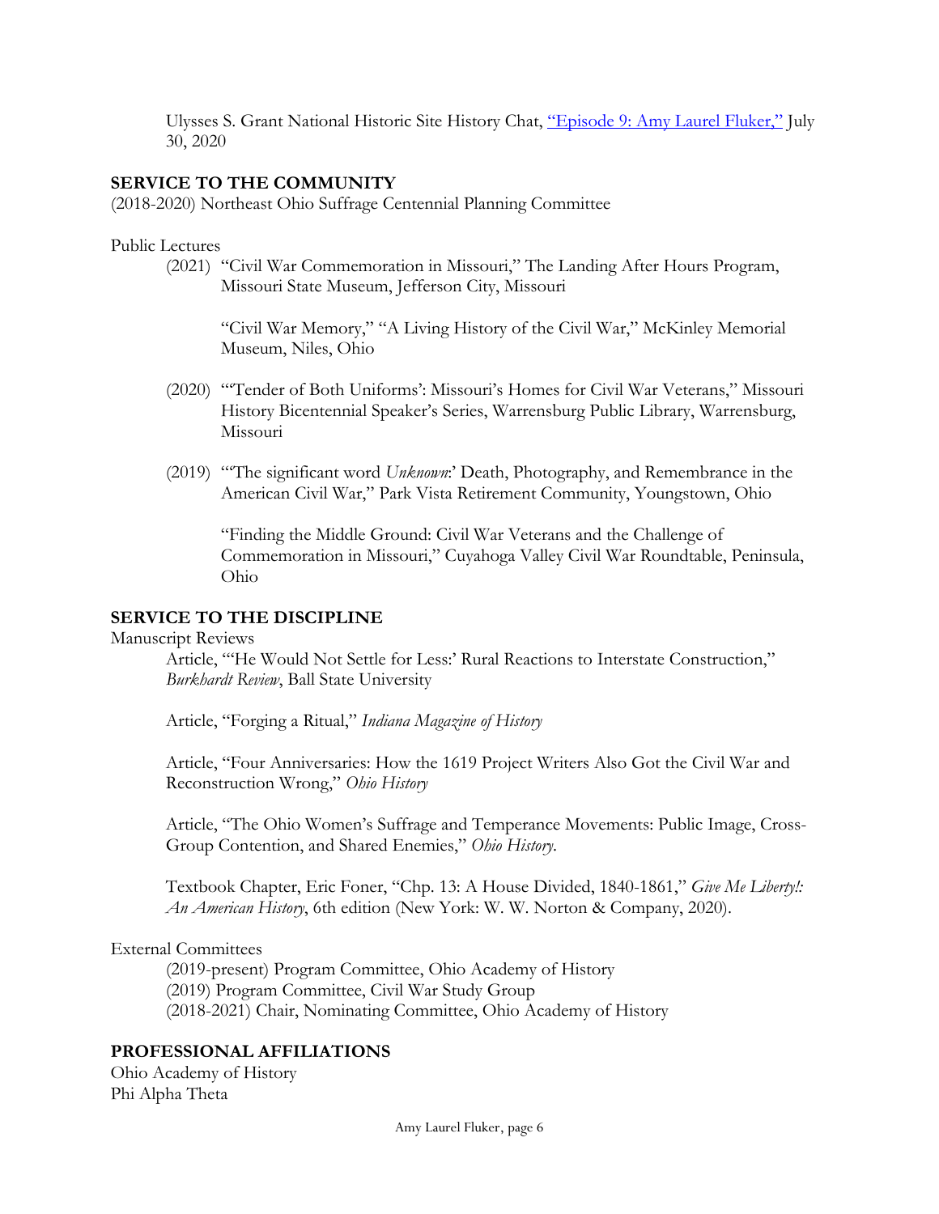Ulysses S. Grant National Historic Site History Chat, "Episode 9: Amy Laurel Fluker," July 30, 2020

## SERVICE TO THE COMMUNITY

(2018-2020) Northeast Ohio Suffrage Centennial Planning Committee

Public Lectures

(2021) "Civil War Commemoration in Missouri," The Landing After Hours Program, Missouri State Museum, Jefferson City, Missouri

"Civil War Memory," "A Living History of the Civil War," McKinley Memorial Museum, Niles, Ohio

(2020) "'Tender of Both Uniforms': Missouri's Homes for Civil War Veterans," Missouri History Bicentennial Speaker's Series, Warrensburg Public Library, Warrensburg, Missouri

(2019) "'The significant word *Unknown*:' Death, Photography, and Remembrance in the American Civil War," Park Vista Retirement Community, Youngstown, Ohio

"Finding the Middle Ground: Civil War Veterans and the Challenge of Commemoration in Missouri," Cuyahoga Valley Civil War Roundtable, Peninsula, Ohio

## SERVICE TO THE DISCIPLINE

Manuscript Reviews

Article, "'He Would Not Settle for Less:' Rural Reactions to Interstate Construction," *Burkhardt Review*, Ball State University

Article, "Forging a Ritual," *Indiana Magazine of History*

Article, "Four Anniversaries: How the 1619 Project Writers Also Got the Civil War and Reconstruction Wrong," *Ohio History*

Article, "The Ohio Women's Suffrage and Temperance Movements: Public Image, Cross-Group Contention, and Shared Enemies," *Ohio History*.

Textbook Chapter, Eric Foner, "Chp. 13: A House Divided, 1840-1861," *Give Me Liberty!: An American History*, 6th edition (New York: W. W. Norton & Company, 2020).

External Committees

(2019-present) Program Committee, Ohio Academy of History
(2019) Program Committee, Civil War Study Group
(2018-2021) Chair, Nominating Committee, Ohio Academy of History

## PROFESSIONAL AFFILIATIONS

Ohio Academy of History
Phi Alpha Theta